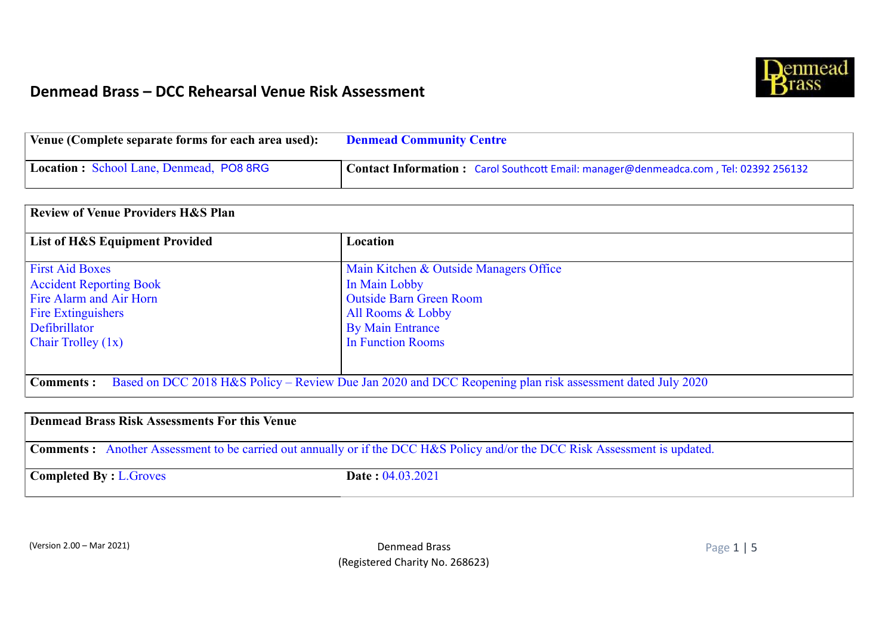# Denmead Brass – DCC Rehearsal Venue Risk Assessment

| **Venue (Complete separate forms for each area used):** | **Denmead Community Centre** |
|---|---|
| **Location :** School Lane, Denmead, PO8 8RG | **Contact Information :** Carol Southcott Email: manager@denmeadca.com , Tel: 02392 256132 |

| **Review of Venue Providers H&S Plan** | |
|---|---|
| **List of H&S Equipment Provided** | **Location** |
| First Aid Boxes | Main Kitchen & Outside Managers Office |
| Accident Reporting Book | In Main Lobby |
| Fire Alarm and Air Horn | Outside Barn Green Room |
| Fire Extinguishers | All Rooms & Lobby |
| Defibrillator | By Main Entrance |
| Chair Trolley (1x) | In Function Rooms |
| **Comments :** Based on DCC 2018 H&S Policy – Review Due Jan 2020 and DCC Reopening plan risk assessment dated July 2020 | |

| **Denmead Brass Risk Assessments For this Venue** | |
|---|---|
| **Comments :** Another Assessment to be carried out annually or if the DCC H&S Policy and/or the DCC Risk Assessment is updated. | |
| **Completed By :** L.Groves | **Date :** 04.03.2021 |

(Version 2.00 – Mar 2021)

Denmead Brass
(Registered Charity No. 268623)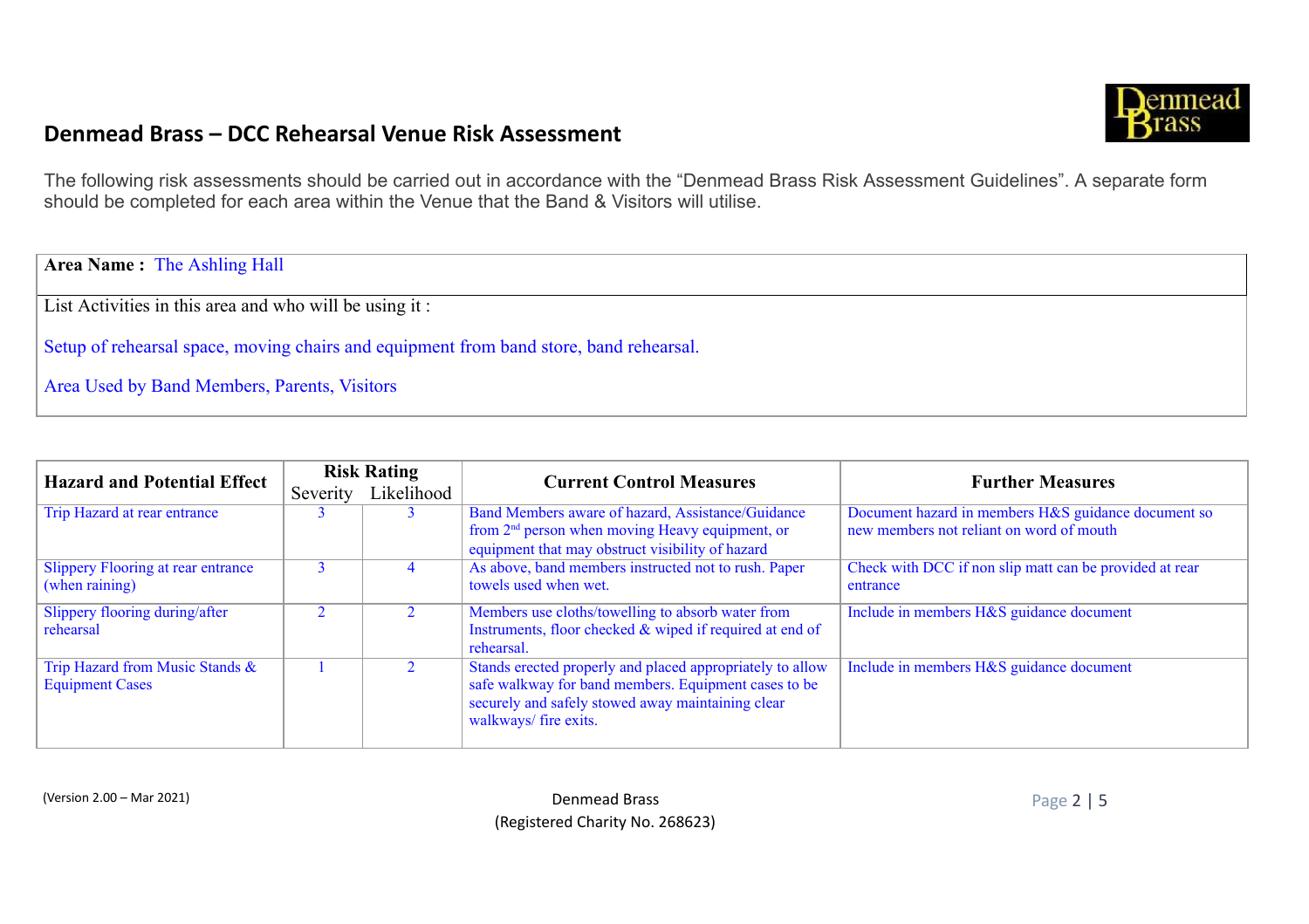## Denmead Brass – DCC Rehearsal Venue Risk Assessment

The following risk assessments should be carried out in accordance with the "Denmead Brass Risk Assessment Guidelines". A separate form should be completed for each area within the Venue that the Band & Visitors will utilise.

**Area Name :** The Ashling Hall

List Activities in this area and who will be using it :

Setup of rehearsal space, moving chairs and equipment from band store, band rehearsal.

Area Used by Band Members, Parents, Visitors

| Hazard and Potential Effect | Risk Rating | | Current Control Measures | Further Measures |
|---|---|---|---|---|
| | Severity | Likelihood | | |
| Trip Hazard at rear entrance | 3 | 3 | Band Members aware of hazard, Assistance/Guidance from 2nd person when moving Heavy equipment, or equipment that may obstruct visibility of hazard | Document hazard in members H&S guidance document so new members not reliant on word of mouth |
| Slippery Flooring at rear entrance (when raining) | 3 | 4 | As above, band members instructed not to rush. Paper towels used when wet. | Check with DCC if non slip matt can be provided at rear entrance |
| Slippery flooring during/after rehearsal | 2 | 2 | Members use cloths/towelling to absorb water from Instruments, floor checked & wiped if required at end of rehearsal. | Include in members H&S guidance document |
| Trip Hazard from Music Stands & Equipment Cases | 1 | 2 | Stands erected properly and placed appropriately to allow safe walkway for band members. Equipment cases to be securely and safely stowed away maintaining clear walkways/ fire exits. | Include in members H&S guidance document |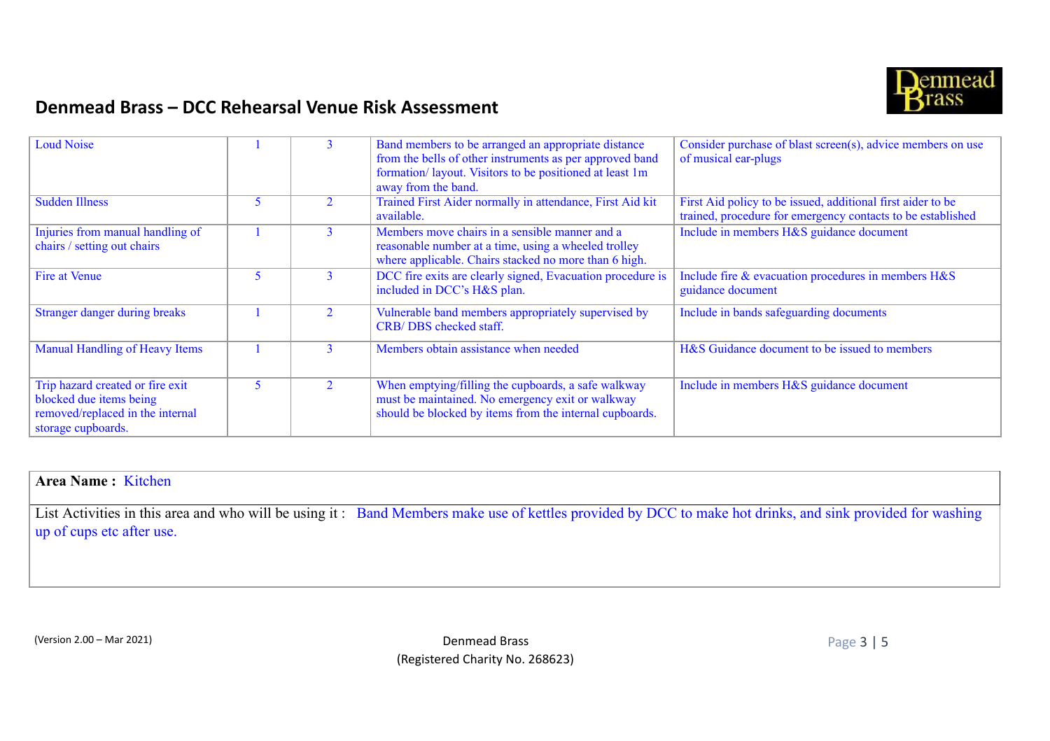## Denmead Brass – DCC Rehearsal Venue Risk Assessment

| | | | | |
|---|---|---|---|---|
| Loud Noise | 1 | 3 | Band members to be arranged an appropriate distance from the bells of other instruments as per approved band formation/ layout. Visitors to be positioned at least 1m away from the band. | Consider purchase of blast screen(s), advice members on use of musical ear-plugs |
| Sudden Illness | 5 | 2 | Trained First Aider normally in attendance, First Aid kit available. | First Aid policy to be issued, additional first aider to be trained, procedure for emergency contacts to be established |
| Injuries from manual handling of chairs / setting out chairs | 1 | 3 | Members move chairs in a sensible manner and a reasonable number at a time, using a wheeled trolley where applicable. Chairs stacked no more than 6 high. | Include in members H&S guidance document |
| Fire at Venue | 5 | 3 | DCC fire exits are clearly signed, Evacuation procedure is included in DCC's H&S plan. | Include fire & evacuation procedures in members H&S guidance document |
| Stranger danger during breaks | 1 | 2 | Vulnerable band members appropriately supervised by CRB/ DBS checked staff. | Include in bands safeguarding documents |
| Manual Handling of Heavy Items | 1 | 3 | Members obtain assistance when needed | H&S Guidance document to be issued to members |
| Trip hazard created or fire exit blocked due items being removed/replaced in the internal storage cupboards. | 5 | 2 | When emptying/filling the cupboards, a safe walkway must be maintained. No emergency exit or walkway should be blocked by items from the internal cupboards. | Include in members H&S guidance document |

**Area Name :** Kitchen

List Activities in this area and who will be using it : Band Members make use of kettles provided by DCC to make hot drinks, and sink provided for washing up of cups etc after use.

(Version 2.00 – Mar 2021)

Denmead Brass
(Registered Charity No. 268623)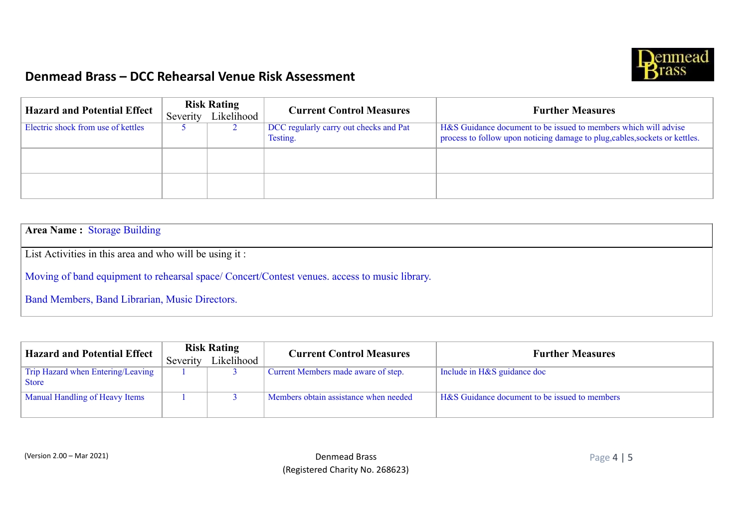# Denmead Brass – DCC Rehearsal Venue Risk Assessment

| Hazard and Potential Effect | Risk Rating | | Current Control Measures | Further Measures |
|---|---|---|---|---|
| | Severity | Likelihood | | |
| Electric shock from use of kettles | 5 | 2 | DCC regularly carry out checks and Pat Testing. | H&S Guidance document to be issued to members which will advise process to follow upon noticing damage to plug,cables,sockets or kettles. |
| | | | | |
| | | | | |

**Area Name :** Storage Building

List Activities in this area and who will be using it :

Moving of band equipment to rehearsal space/ Concert/Contest venues. access to music library.

Band Members, Band Librarian, Music Directors.

| Hazard and Potential Effect | Risk Rating | | Current Control Measures | Further Measures |
|---|---|---|---|---|
| | Severity | Likelihood | | |
| Trip Hazard when Entering/Leaving Store | 1 | 3 | Current Members made aware of step. | Include in H&S guidance doc |
| Manual Handling of Heavy Items | 1 | 3 | Members obtain assistance when needed | H&S Guidance document to be issued to members |

(Version 2.00 – Mar 2021)

Denmead Brass
(Registered Charity No. 268623)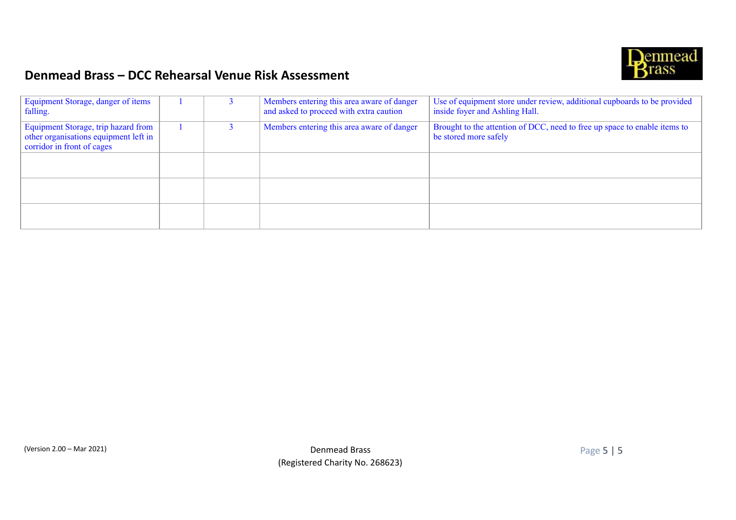## Denmead Brass – DCC Rehearsal Venue Risk Assessment

| | | | | |
|---|---|---|---|---|
| Equipment Storage, danger of items falling. | 1 | 3 | Members entering this area aware of danger and asked to proceed with extra caution | Use of equipment store under review, additional cupboards to be provided inside foyer and Ashling Hall. |
| Equipment Storage, trip hazard from other organisations equipment left in corridor in front of cages | 1 | 3 | Members entering this area aware of danger | Brought to the attention of DCC, need to free up space to enable items to be stored more safely |
| | | | | |
| | | | | |
| | | | | |

(Version 2.00 – Mar 2021)

Denmead Brass
(Registered Charity No. 268623)